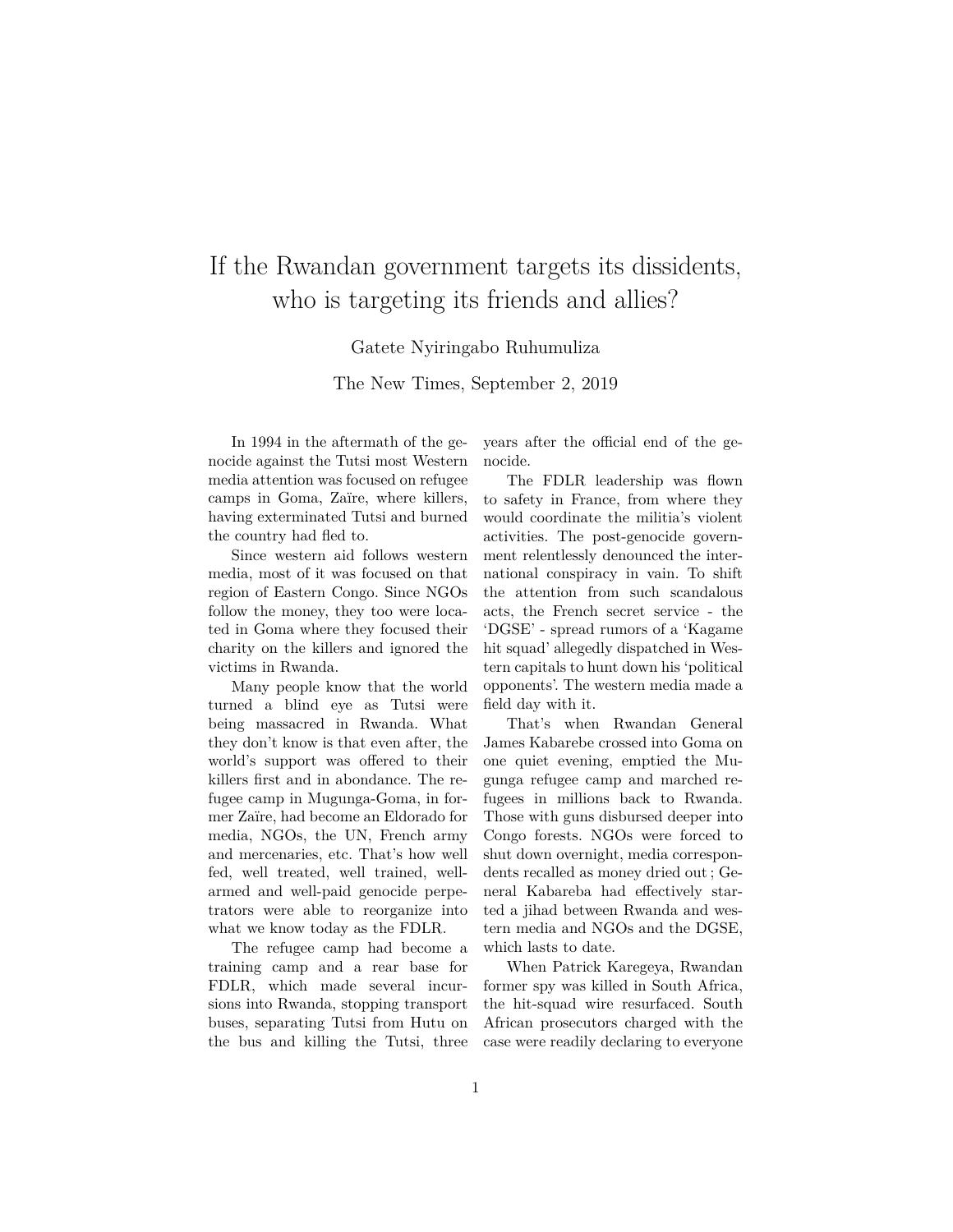# If the Rwandan government targets its dissidents, who is targeting its friends and allies?

Gatete Nyiringabo Ruhumuliza

The New Times, September 2, 2019

In 1994 in the aftermath of the genocide against the Tutsi most Western media attention was focused on refugee camps in Goma, Zaïre, where killers, having exterminated Tutsi and burned the country had fled to.

Since western aid follows western media, most of it was focused on that region of Eastern Congo. Since NGOs follow the money, they too were located in Goma where they focused their charity on the killers and ignored the victims in Rwanda.

Many people know that the world turned a blind eye as Tutsi were being massacred in Rwanda. What they don't know is that even after, the world's support was offered to their killers first and in abondance. The refugee camp in Mugunga-Goma, in former Zaïre, had become an Eldorado for media, NGOs, the UN, French army and mercenaries, etc. That's how well fed, well treated, well trained, well-armed and well-paid genocide perpetrators were able to reorganize into what we know today as the FDLR.

The refugee camp had become a training camp and a rear base for FDLR, which made several incursions into Rwanda, stopping transport buses, separating Tutsi from Hutu on the bus and killing the Tutsi, three years after the official end of the genocide.

The FDLR leadership was flown to safety in France, from where they would coordinate the militia's violent activities. The post-genocide government relentlessly denounced the international conspiracy in vain. To shift the attention from such scandalous acts, the French secret service - the 'DGSE' - spread rumors of a 'Kagame hit squad' allegedly dispatched in Western capitals to hunt down his 'political opponents'. The western media made a field day with it.

That's when Rwandan General James Kabarebe crossed into Goma on one quiet evening, emptied the Mugunga refugee camp and marched refugees in millions back to Rwanda. Those with guns disbursed deeper into Congo forests. NGOs were forced to shut down overnight, media correspondents recalled as money dried out ; General Kabareba had effectively started a jihad between Rwanda and western media and NGOs and the DGSE, which lasts to date.

When Patrick Karegeya, Rwandan former spy was killed in South Africa, the hit-squad wire resurfaced. South African prosecutors charged with the case were readily declaring to everyone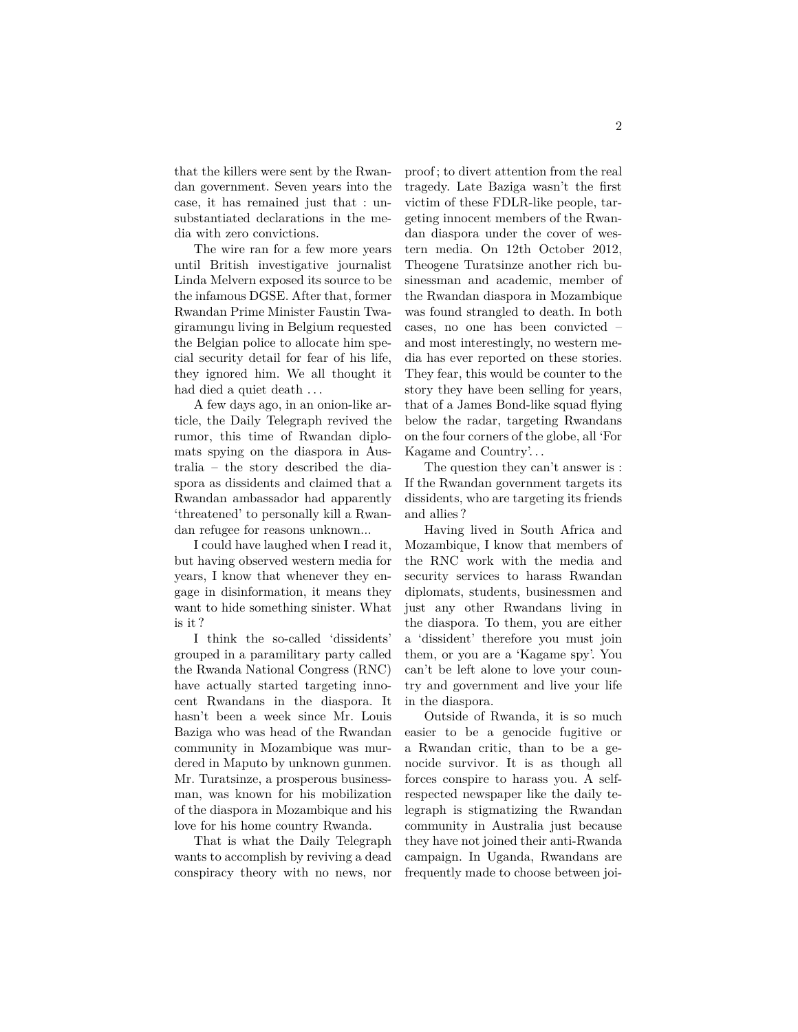that the killers were sent by the Rwandan government. Seven years into the case, it has remained just that : unsubstantiated declarations in the media with zero convictions.

The wire ran for a few more years until British investigative journalist Linda Melvern exposed its source to be the infamous DGSE. After that, former Rwandan Prime Minister Faustin Twagiramungu living in Belgium requested the Belgian police to allocate him special security detail for fear of his life, they ignored him. We all thought it had died a quiet death . . .

A few days ago, in an onion-like article, the Daily Telegraph revived the rumor, this time of Rwandan diplomats spying on the diaspora in Australia – the story described the diaspora as dissidents and claimed that a Rwandan ambassador had apparently 'threatened' to personally kill a Rwandan refugee for reasons unknown...

I could have laughed when I read it, but having observed western media for years, I know that whenever they engage in disinformation, it means they want to hide something sinister. What is it ?

I think the so-called 'dissidents' grouped in a paramilitary party called the Rwanda National Congress (RNC) have actually started targeting innocent Rwandans in the diaspora. It hasn't been a week since Mr. Louis Baziga who was head of the Rwandan community in Mozambique was murdered in Maputo by unknown gunmen. Mr. Turatsinze, a prosperous businessman, was known for his mobilization of the diaspora in Mozambique and his love for his home country Rwanda.

That is what the Daily Telegraph wants to accomplish by reviving a dead conspiracy theory with no news, nor proof ; to divert attention from the real tragedy. Late Baziga wasn't the first victim of these FDLR-like people, targeting innocent members of the Rwandan diaspora under the cover of western media. On 12th October 2012, Theogene Turatsinze another rich businessman and academic, member of the Rwandan diaspora in Mozambique was found strangled to death. In both cases, no one has been convicted – and most interestingly, no western media has ever reported on these stories. They fear, this would be counter to the story they have been selling for years, that of a James Bond-like squad flying below the radar, targeting Rwandans on the four corners of the globe, all 'For Kagame and Country'. . .

The question they can't answer is : If the Rwandan government targets its dissidents, who are targeting its friends and allies ?

Having lived in South Africa and Mozambique, I know that members of the RNC work with the media and security services to harass Rwandan diplomats, students, businessmen and just any other Rwandans living in the diaspora. To them, you are either a 'dissident' therefore you must join them, or you are a 'Kagame spy'. You can't be left alone to love your country and government and live your life in the diaspora.

Outside of Rwanda, it is so much easier to be a genocide fugitive or a Rwandan critic, than to be a genocide survivor. It is as though all forces conspire to harass you. A self-respected newspaper like the daily telegraph is stigmatizing the Rwandan community in Australia just because they have not joined their anti-Rwanda campaign. In Uganda, Rwandans are frequently made to choose between joi-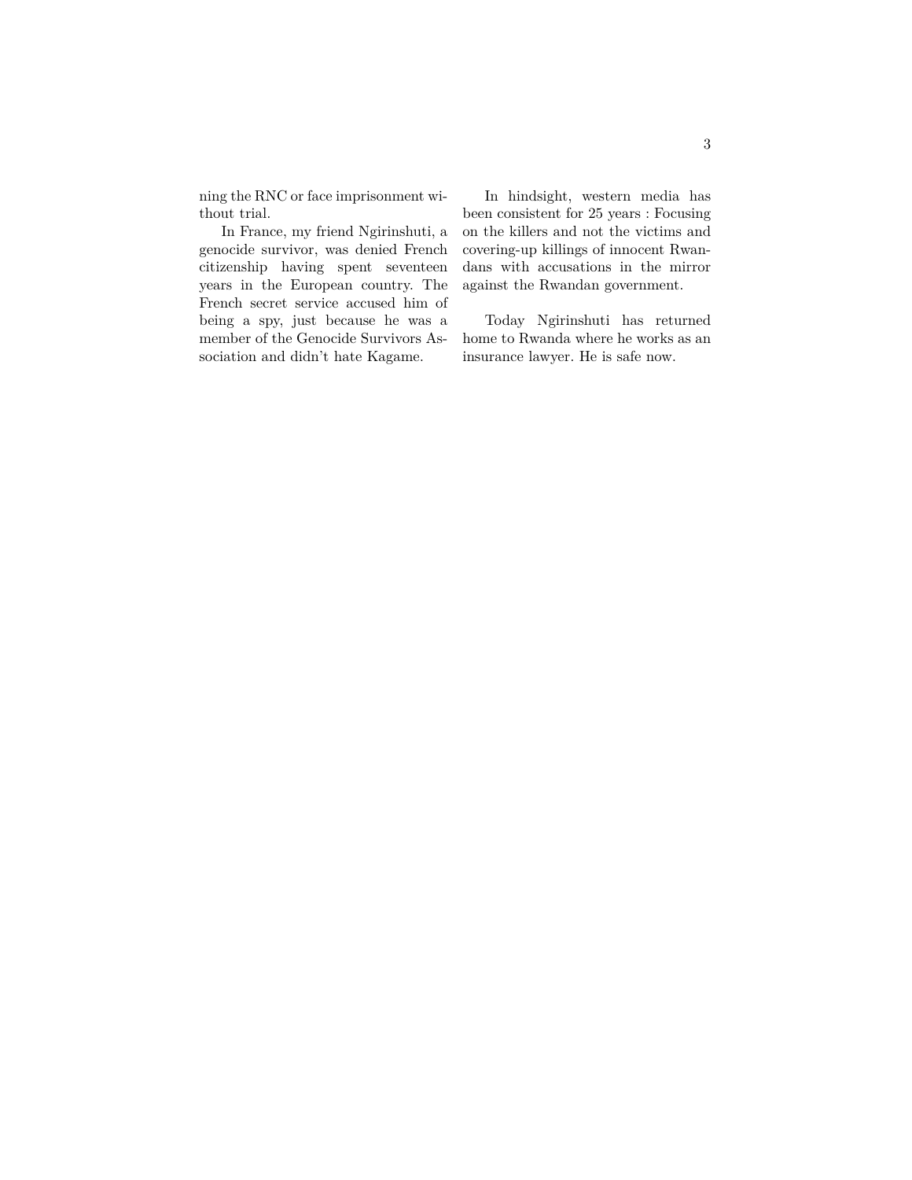ning the RNC or face imprisonment without trial.

In France, my friend Ngirinshuti, a genocide survivor, was denied French citizenship having spent seventeen years in the European country. The French secret service accused him of being a spy, just because he was a member of the Genocide Survivors Association and didn't hate Kagame.

In hindsight, western media has been consistent for 25 years : Focusing on the killers and not the victims and covering-up killings of innocent Rwandans with accusations in the mirror against the Rwandan government.

Today Ngirinshuti has returned home to Rwanda where he works as an insurance lawyer. He is safe now.